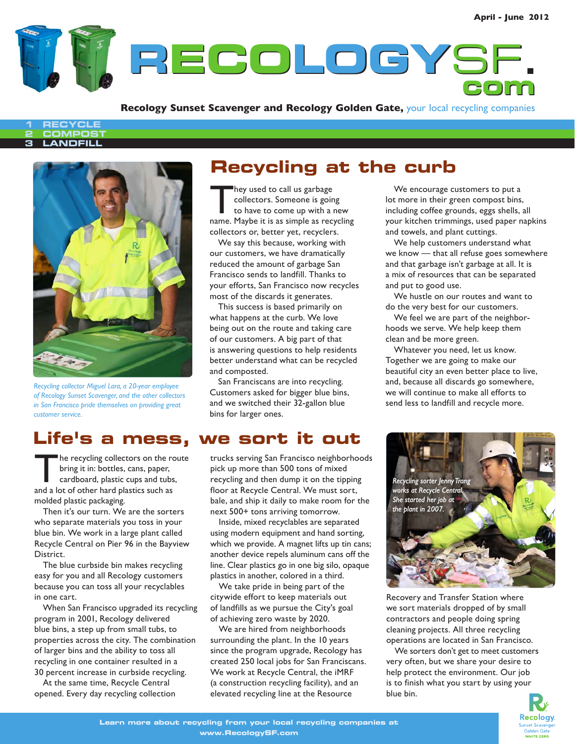April - June 2012

# RECOLOGYSF.com

**Recology Sunset Scavenger and Recology Golden Gate,** your local recycling companies

1 RECYCLE
2 COMPOST
3 LANDFILL

*Recycling collector Miguel Lara, a 20-year employee of Recology Sunset Scavenger, and the other collectors in San Francisco pride themselves on providing great customer service.*

## Recycling at the curb

They used to call us garbage collectors. Someone is going to have to come up with a new name. Maybe it is as simple as recycling collectors or, better yet, recyclers.

We say this because, working with our customers, we have dramatically reduced the amount of garbage San Francisco sends to landfill. Thanks to your efforts, San Francisco now recycles most of the discards it generates.

This success is based primarily on what happens at the curb. We love being out on the route and taking care of our customers. A big part of that is answering questions to help residents better understand what can be recycled and composted.

San Franciscans are into recycling. Customers asked for bigger blue bins, and we switched their 32-gallon blue bins for larger ones.

We encourage customers to put a lot more in their green compost bins, including coffee grounds, eggs shells, all your kitchen trimmings, used paper napkins and towels, and plant cuttings.

We help customers understand what we know — that all refuse goes somewhere and that garbage isn't garbage at all. It is a mix of resources that can be separated and put to good use.

We hustle on our routes and want to do the very best for our customers.

We feel we are part of the neighbor­hoods we serve. We help keep them clean and be more green.

Whatever you need, let us know. Together we are going to make our beautiful city an even better place to live, and, because all discards go somewhere, we will continue to make all efforts to send less to landfill and recycle more.

## Life's a mess, we sort it out

The recycling collectors on the route bring it in: bottles, cans, paper, cardboard, plastic cups and tubs, and a lot of other hard plastics such as molded plastic packaging.

Then it's our turn. We are the sorters who separate materials you toss in your blue bin. We work in a large plant called Recycle Central on Pier 96 in the Bayview District.

The blue curbside bin makes recycling easy for you and all Recology customers because you can toss all your recyclables in one cart.

When San Francisco upgraded its recycling program in 2001, Recology delivered blue bins, a step up from small tubs, to properties across the city. The combination of larger bins and the ability to toss all recycling in one container resulted in a 30 percent increase in curbside recycling.

At the same time, Recycle Central opened. Every day recycling collection trucks serving San Francisco neighborhoods pick up more than 500 tons of mixed recycling and then dump it on the tipping floor at Recycle Central. We must sort, bale, and ship it daily to make room for the next 500+ tons arriving tomorrow.

Inside, mixed recyclables are separated using modern equipment and hand sorting, which we provide. A magnet lifts up tin cans; another device repels aluminum cans off the line. Clear plastics go in one big silo, opaque plastics in another, colored in a third.

We take pride in being part of the citywide effort to keep materials out of landfills as we pursue the City's goal of achieving zero waste by 2020.

We are hired from neighborhoods surrounding the plant. In the 10 years since the program upgrade, Recology has created 250 local jobs for San Franciscans. We work at Recycle Central, the iMRF (a construction recycling facility), and an elevated recycling line at the Resource Recovery and Transfer Station where we sort materials dropped of by small contractors and people doing spring cleaning projects. All three recycling operations are located in San Francisco.

*Recycling sorter Jenny Trang works at Recycle Central. She started her job at the plant in 2007.*

We sorters don't get to meet customers very often, but we share your desire to help protect the environment. Our job is to finish what you start by using your blue bin.

Learn more about recycling from your local recycling companies at www.RecologySF.com

Recology. Sunset Scavenger Golden Gate WASTE ZERO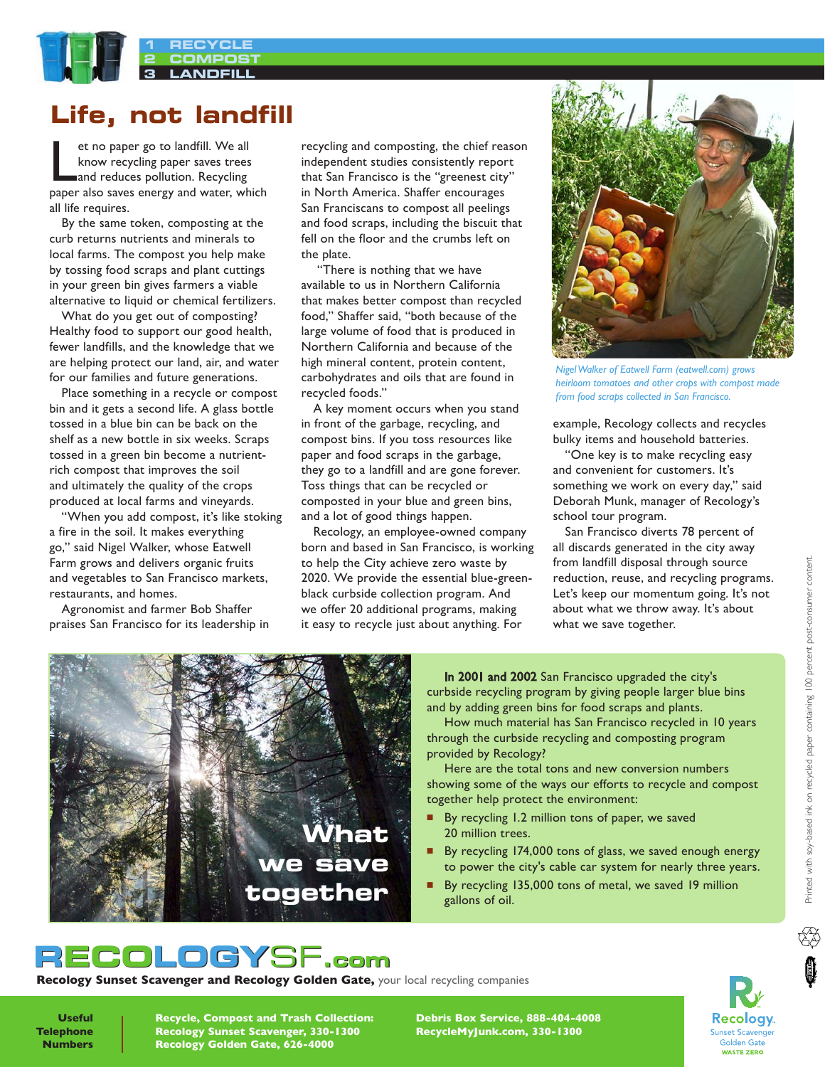1 RECYCLE
2 COMPOST
3 LANDFILL

# Life, not landfill

Let no paper go to landfill. We all know recycling paper saves trees and reduces pollution. Recycling paper also saves energy and water, which all life requires.

By the same token, composting at the curb returns nutrients and minerals to local farms. The compost you help make by tossing food scraps and plant cuttings in your green bin gives farmers a viable alternative to liquid or chemical fertilizers.

What do you get out of composting? Healthy food to support our good health, fewer landfills, and the knowledge that we are helping protect our land, air, and water for our families and future generations.

Place something in a recycle or compost bin and it gets a second life. A glass bottle tossed in a blue bin can be back on the shelf as a new bottle in six weeks. Scraps tossed in a green bin become a nutrient-rich compost that improves the soil and ultimately the quality of the crops produced at local farms and vineyards.

"When you add compost, it's like stoking a fire in the soil. It makes everything go," said Nigel Walker, whose Eatwell Farm grows and delivers organic fruits and vegetables to San Francisco markets, restaurants, and homes.

Agronomist and farmer Bob Shaffer praises San Francisco for its leadership in recycling and composting, the chief reason independent studies consistently report that San Francisco is the "greenest city" in North America. Shaffer encourages San Franciscans to compost all peelings and food scraps, including the biscuit that fell on the floor and the crumbs left on the plate.

"There is nothing that we have available to us in Northern California that makes better compost than recycled food," Shaffer said, "both because of the large volume of food that is produced in Northern California and because of the high mineral content, protein content, carbohydrates and oils that are found in recycled foods."

A key moment occurs when you stand in front of the garbage, recycling, and compost bins. If you toss resources like paper and food scraps in the garbage, they go to a landfill and are gone forever. Toss things that can be recycled or composted in your blue and green bins, and a lot of good things happen.

Recology, an employee-owned company born and based in San Francisco, is working to help the City achieve zero waste by 2020. We provide the essential blue-green-black curbside collection program. And we offer 20 additional programs, making it easy to recycle just about anything. For example, Recology collects and recycles bulky items and household batteries.

*Nigel Walker of Eatwell Farm (eatwell.com) grows heirloom tomatoes and other crops with compost made from food scraps collected in San Francisco.*

"One key is to make recycling easy and convenient for customers. It's something we work on every day," said Deborah Munk, manager of Recology's school tour program.

San Francisco diverts 78 percent of all discards generated in the city away from landfill disposal through source reduction, reuse, and recycling programs. Let's keep our momentum going. It's not about what we throw away. It's about what we save together.

## What we save together

**In 2001 and 2002** San Francisco upgraded the city's curbside recycling program by giving people larger blue bins and by adding green bins for food scraps and plants.

How much material has San Francisco recycled in 10 years through the curbside recycling and composting program provided by Recology?

Here are the total tons and new conversion numbers showing some of the ways our efforts to recycle and compost together help protect the environment:

- By recycling 1.2 million tons of paper, we saved 20 million trees.
- By recycling 174,000 tons of glass, we saved enough energy to power the city's cable car system for nearly three years.
- By recycling 135,000 tons of metal, we saved 19 million gallons of oil.

Printed with soy-based ink on recycled paper containing 100 percent post-consumer content.

**RECOLOGYSF.com**

**Recology Sunset Scavenger and Recology Golden Gate,** your local recycling companies

**Useful Telephone Numbers**

**Recycle, Compost and Trash Collection:**
**Recology Sunset Scavenger, 330-1300**
**Recology Golden Gate, 626-4000**

**Debris Box Service, 888-404-4008**
**RecycleMyJunk.com, 330-1300**

Recology
Sunset Scavenger
Golden Gate
WASTE ZERO